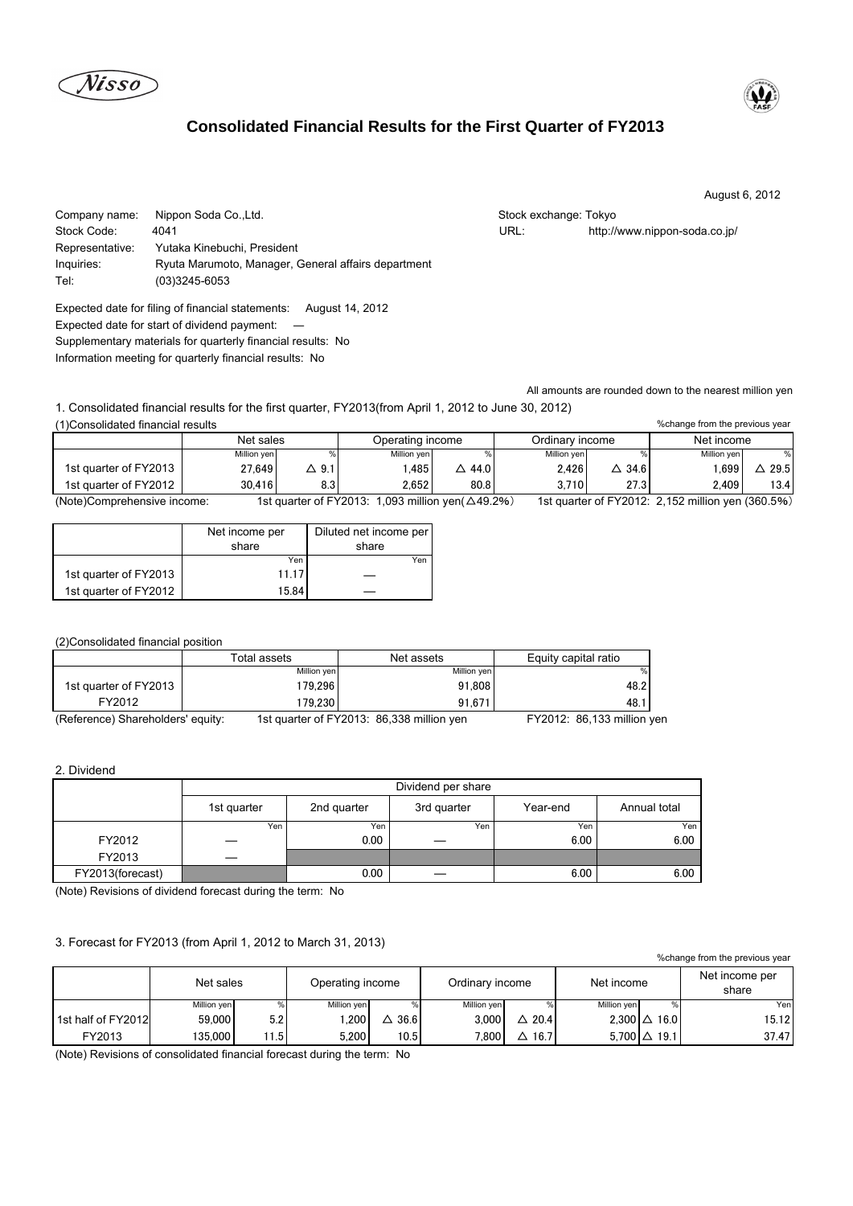# Consolidated Financial Results for the First Quarter of FY2013

August 6, 2012

Company name: Nippon Soda Co.,Ltd.
Stock Code: 4041
Representative: Yutaka Kinebuchi, President
Inquiries: Ryuta Marumoto, Manager, General affairs department
Tel: (03)3245-6053

Stock exchange: Tokyo
URL: http://www.nippon-soda.co.jp/

Expected date for filing of financial statements: August 14, 2012
Expected date for start of dividend payment: —
Supplementary materials for quarterly financial results: No
Information meeting for quarterly financial results: No

All amounts are rounded down to the nearest million yen

1. Consolidated financial results for the first quarter, FY2013(from April 1, 2012 to June 30, 2012)

(1)Consolidated financial results

%change from the previous year

| | Net sales | | Operating income | | Ordinary income | | Net income | |
|---|---|---|---|---|---|---|---|---|
| | Million yen | % | Million yen | % | Million yen | % | Million yen | % |
| 1st quarter of FY2013 | 27,649 | △ 9.1 | 1,485 | △ 44.0 | 2,426 | △ 34.6 | 1,699 | △ 29.5 |
| 1st quarter of FY2012 | 30,416 | 8.3 | 2,652 | 80.8 | 3,710 | 27.3 | 2,409 | 13.4 |

(Note)Comprehensive income: 1st quarter of FY2013: 1,093 million yen(△49.2%) 1st quarter of FY2012: 2,152 million yen (360.5%)

| | Net income per share | Diluted net income per share |
|---|---|---|
| | Yen | Yen |
| 1st quarter of FY2013 | 11.17 | — |
| 1st quarter of FY2012 | 15.84 | — |

(2)Consolidated financial position

| | Total assets | Net assets | Equity capital ratio |
|---|---|---|---|
| | Million yen | Million yen | % |
| 1st quarter of FY2013 | 179,296 | 91,808 | 48.2 |
| FY2012 | 179,230 | 91,671 | 48.1 |

(Reference) Shareholders' equity: 1st quarter of FY2013: 86,338 million yen FY2012: 86,133 million yen

2. Dividend

| | Dividend per share | | | | |
|---|---|---|---|---|---|
| | 1st quarter | 2nd quarter | 3rd quarter | Year-end | Annual total |
| | Yen | Yen | Yen | Yen | Yen |
| FY2012 | — | 0.00 | — | 6.00 | 6.00 |
| FY2013 | — | | | | |
| FY2013(forecast) | | 0.00 | — | 6.00 | 6.00 |

(Note) Revisions of dividend forecast during the term: No

3. Forecast for FY2013 (from April 1, 2012 to March 31, 2013)

%change from the previous year

| | Net sales | | Operating income | | Ordinary income | | Net income | | Net income per share |
|---|---|---|---|---|---|---|---|---|---|
| | Million yen | % | Million yen | % | Million yen | % | Million yen | % | Yen |
| 1st half of FY2012 | 59,000 | 5.2 | 1,200 | △ 36.6 | 3,000 | △ 20.4 | 2,300 | △ 16.0 | 15.12 |
| FY2013 | 135,000 | 11.5 | 5,200 | 10.5 | 7,800 | △ 16.7 | 5,700 | △ 19.1 | 37.47 |

(Note) Revisions of consolidated financial forecast during the term: No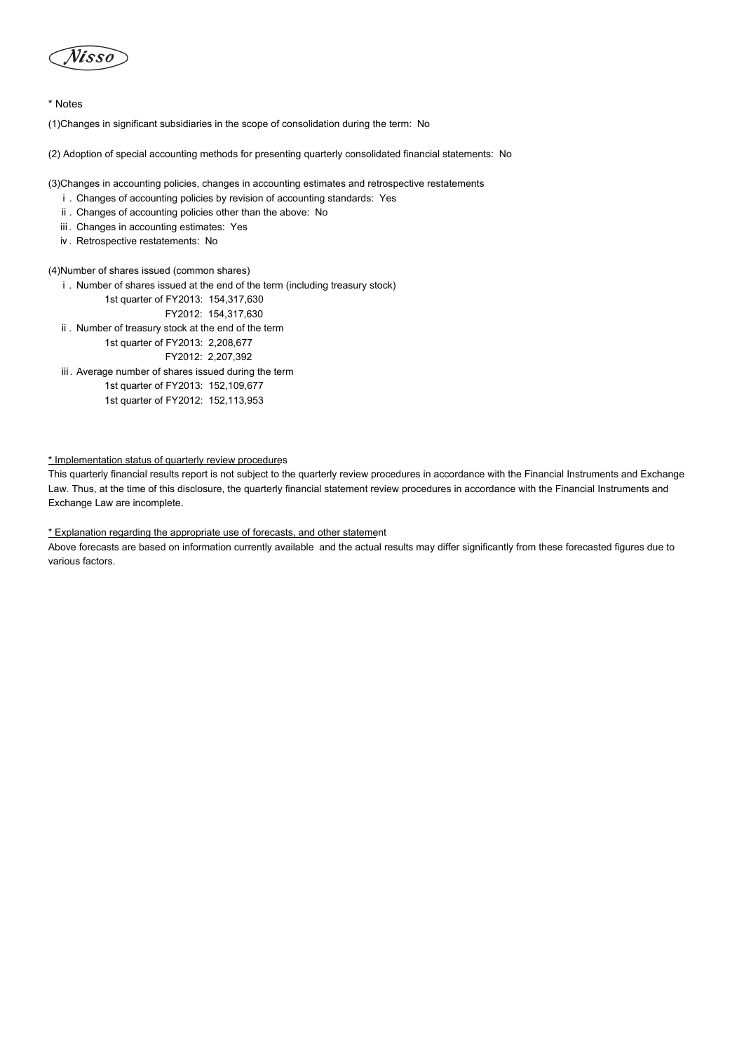\* Notes

(1)Changes in significant subsidiaries in the scope of consolidation during the term: No

(2) Adoption of special accounting methods for presenting quarterly consolidated financial statements: No

(3)Changes in accounting policies, changes in accounting estimates and retrospective restatements

- ⅰ. Changes of accounting policies by revision of accounting standards: Yes
- ⅱ. Changes of accounting policies other than the above: No
- ⅲ. Changes in accounting estimates: Yes
- ⅳ. Retrospective restatements: No

(4)Number of shares issued (common shares)

- ⅰ. Number of shares issued at the end of the term (including treasury stock)
  - 1st quarter of FY2013: 154,317,630
  - FY2012: 154,317,630
- ⅱ. Number of treasury stock at the end of the term
  - 1st quarter of FY2013: 2,208,677
  - FY2012: 2,207,392
- ⅲ. Average number of shares issued during the term
  - 1st quarter of FY2013: 152,109,677
  - 1st quarter of FY2012: 152,113,953

\* Implementation status of quarterly review procedures

This quarterly financial results report is not subject to the quarterly review procedures in accordance with the Financial Instruments and Exchange Law. Thus, at the time of this disclosure, the quarterly financial statement review procedures in accordance with the Financial Instruments and Exchange Law are incomplete.

\* Explanation regarding the appropriate use of forecasts, and other statement

Above forecasts are based on information currently available and the actual results may differ significantly from these forecasted figures due to various factors.